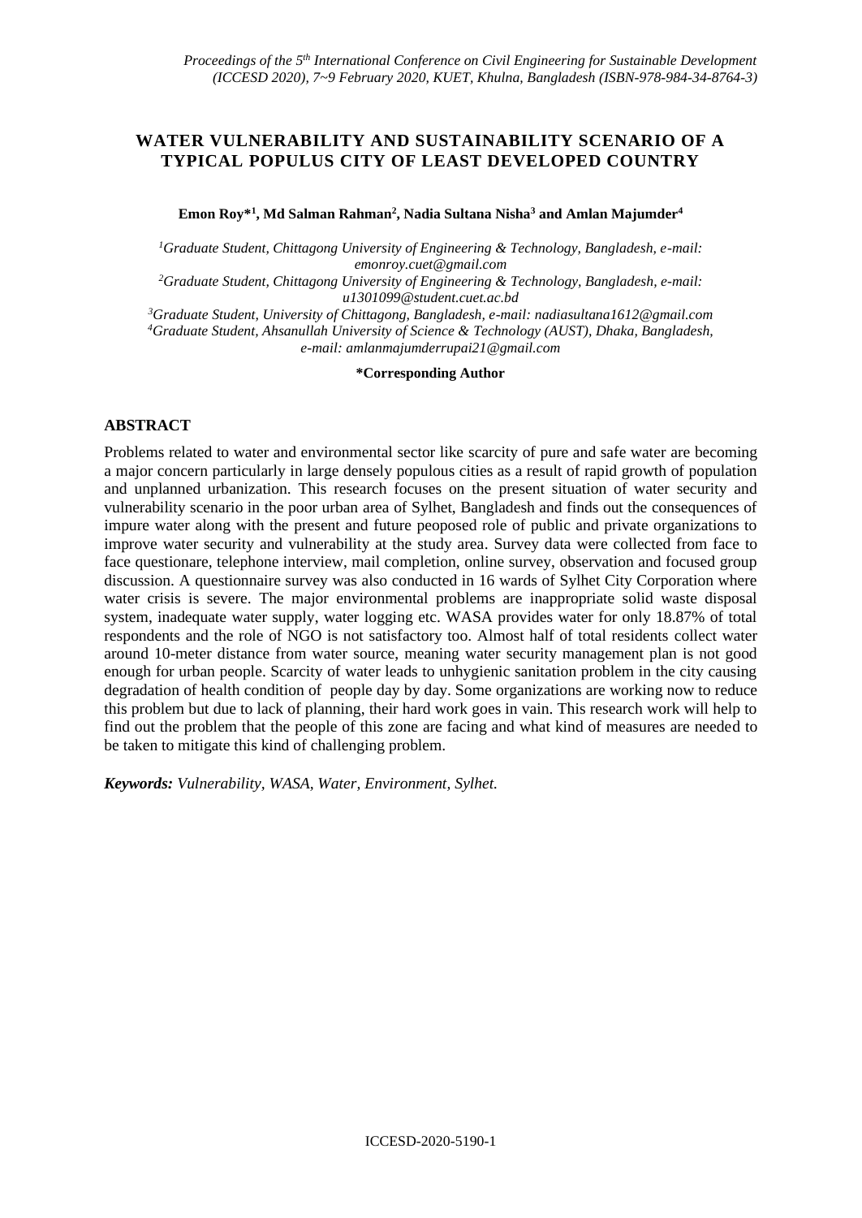# WATER VULNERABILITY AND SUSTAINABILITY SCENARIO OF A TYPICAL POPULUS CITY OF LEAST DEVELOPED COUNTRY

**Emon Roy*[1], Md Salman Rahman[2], Nadia Sultana Nisha[3] and Amlan Majumder[4]**

[1]*Graduate Student, Chittagong University of Engineering & Technology, Bangladesh, e-mail: emonroy.cuet@gmail.com*
[2]*Graduate Student, Chittagong University of Engineering & Technology, Bangladesh, e-mail: u1301099@student.cuet.ac.bd*
[3]*Graduate Student, University of Chittagong, Bangladesh, e-mail: nadiasultana1612@gmail.com*
[4]*Graduate Student, Ahsanullah University of Science & Technology (AUST), Dhaka, Bangladesh, e-mail: amlanmajumderrupai21@gmail.com*

**\*Corresponding Author**

## ABSTRACT

Problems related to water and environmental sector like scarcity of pure and safe water are becoming a major concern particularly in large densely populous cities as a result of rapid growth of population and unplanned urbanization. This research focuses on the present situation of water security and vulnerability scenario in the poor urban area of Sylhet, Bangladesh and finds out the consequences of impure water along with the present and future peoposed role of public and private organizations to improve water security and vulnerability at the study area. Survey data were collected from face to face questionare, telephone interview, mail completion, online survey, observation and focused group discussion. A questionnaire survey was also conducted in 16 wards of Sylhet City Corporation where water crisis is severe. The major environmental problems are inappropriate solid waste disposal system, inadequate water supply, water logging etc. WASA provides water for only 18.87% of total respondents and the role of NGO is not satisfactory too. Almost half of total residents collect water around 10-meter distance from water source, meaning water security management plan is not good enough for urban people. Scarcity of water leads to unhygienic sanitation problem in the city causing degradation of health condition of people day by day. Some organizations are working now to reduce this problem but due to lack of planning, their hard work goes in vain. This research work will help to find out the problem that the people of this zone are facing and what kind of measures are needed to be taken to mitigate this kind of challenging problem.

***Keywords:*** *Vulnerability, WASA, Water, Environment, Sylhet.*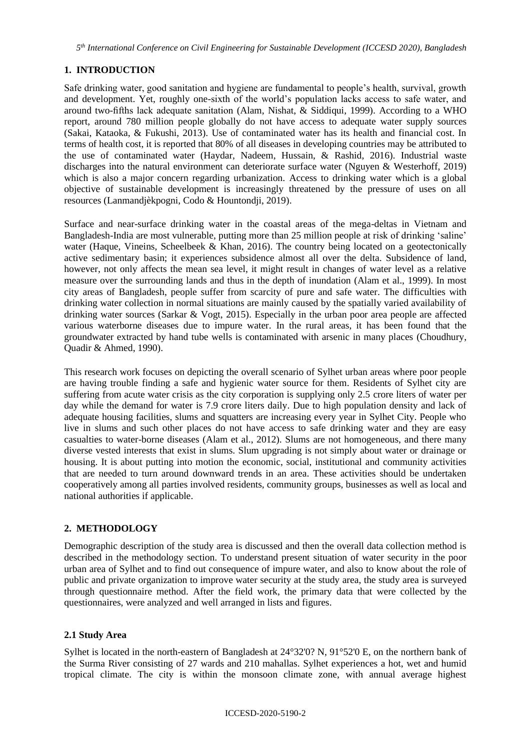## 1. INTRODUCTION

Safe drinking water, good sanitation and hygiene are fundamental to people's health, survival, growth and development. Yet, roughly one-sixth of the world's population lacks access to safe water, and around two-fifths lack adequate sanitation (Alam, Nishat, & Siddiqui, 1999). According to a WHO report, around 780 million people globally do not have access to adequate water supply sources (Sakai, Kataoka, & Fukushi, 2013). Use of contaminated water has its health and financial cost. In terms of health cost, it is reported that 80% of all diseases in developing countries may be attributed to the use of contaminated water (Haydar, Nadeem, Hussain, & Rashid, 2016). Industrial waste discharges into the natural environment can deteriorate surface water (Nguyen & Westerhoff, 2019) which is also a major concern regarding urbanization. Access to drinking water which is a global objective of sustainable development is increasingly threatened by the pressure of uses on all resources (Lanmandjèkpogni, Codo & Hountondji, 2019).

Surface and near-surface drinking water in the coastal areas of the mega-deltas in Vietnam and Bangladesh-India are most vulnerable, putting more than 25 million people at risk of drinking 'saline' water (Haque, Vineins, Scheelbeek & Khan, 2016). The country being located on a geotectonically active sedimentary basin; it experiences subsidence almost all over the delta. Subsidence of land, however, not only affects the mean sea level, it might result in changes of water level as a relative measure over the surrounding lands and thus in the depth of inundation (Alam et al., 1999). In most city areas of Bangladesh, people suffer from scarcity of pure and safe water. The difficulties with drinking water collection in normal situations are mainly caused by the spatially varied availability of drinking water sources (Sarkar & Vogt, 2015). Especially in the urban poor area people are affected various waterborne diseases due to impure water. In the rural areas, it has been found that the groundwater extracted by hand tube wells is contaminated with arsenic in many places (Choudhury, Quadir & Ahmed, 1990).

This research work focuses on depicting the overall scenario of Sylhet urban areas where poor people are having trouble finding a safe and hygienic water source for them. Residents of Sylhet city are suffering from acute water crisis as the city corporation is supplying only 2.5 crore liters of water per day while the demand for water is 7.9 crore liters daily. Due to high population density and lack of adequate housing facilities, slums and squatters are increasing every year in Sylhet City. People who live in slums and such other places do not have access to safe drinking water and they are easy casualties to water-borne diseases (Alam et al., 2012). Slums are not homogeneous, and there many diverse vested interests that exist in slums. Slum upgrading is not simply about water or drainage or housing. It is about putting into motion the economic, social, institutional and community activities that are needed to turn around downward trends in an area. These activities should be undertaken cooperatively among all parties involved residents, community groups, businesses as well as local and national authorities if applicable.

## 2. METHODOLOGY

Demographic description of the study area is discussed and then the overall data collection method is described in the methodology section. To understand present situation of water security in the poor urban area of Sylhet and to find out consequence of impure water, and also to know about the role of public and private organization to improve water security at the study area, the study area is surveyed through questionnaire method. After the field work, the primary data that were collected by the questionnaires, were analyzed and well arranged in lists and figures.

### 2.1 Study Area

Sylhet is located in the north-eastern of Bangladesh at 24°32'0? N, 91°52'0 E, on the northern bank of the Surma River consisting of 27 wards and 210 mahallas. Sylhet experiences a hot, wet and humid tropical climate. The city is within the monsoon climate zone, with annual average highest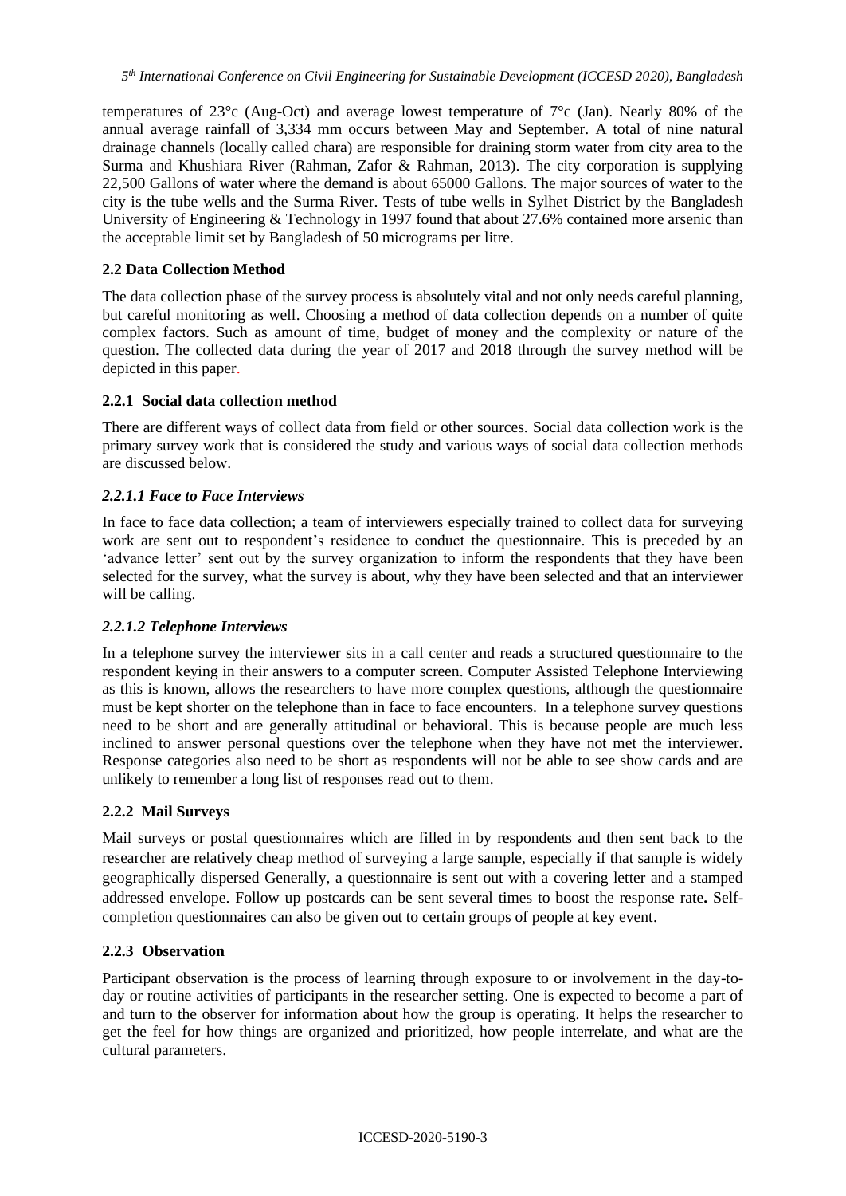temperatures of 23°c (Aug-Oct) and average lowest temperature of 7°c (Jan). Nearly 80% of the annual average rainfall of 3,334 mm occurs between May and September. A total of nine natural drainage channels (locally called chara) are responsible for draining storm water from city area to the Surma and Khushiara River (Rahman, Zafor & Rahman, 2013). The city corporation is supplying 22,500 Gallons of water where the demand is about 65000 Gallons. The major sources of water to the city is the tube wells and the Surma River. Tests of tube wells in Sylhet District by the Bangladesh University of Engineering & Technology in 1997 found that about 27.6% contained more arsenic than the acceptable limit set by Bangladesh of 50 micrograms per litre.

### 2.2 Data Collection Method

The data collection phase of the survey process is absolutely vital and not only needs careful planning, but careful monitoring as well. Choosing a method of data collection depends on a number of quite complex factors. Such as amount of time, budget of money and the complexity or nature of the question. The collected data during the year of 2017 and 2018 through the survey method will be depicted in this paper.

#### 2.2.1 Social data collection method

There are different ways of collect data from field or other sources. Social data collection work is the primary survey work that is considered the study and various ways of social data collection methods are discussed below.

##### *2.2.1.1 Face to Face Interviews*

In face to face data collection; a team of interviewers especially trained to collect data for surveying work are sent out to respondent's residence to conduct the questionnaire. This is preceded by an 'advance letter' sent out by the survey organization to inform the respondents that they have been selected for the survey, what the survey is about, why they have been selected and that an interviewer will be calling.

##### *2.2.1.2 Telephone Interviews*

In a telephone survey the interviewer sits in a call center and reads a structured questionnaire to the respondent keying in their answers to a computer screen. Computer Assisted Telephone Interviewing as this is known, allows the researchers to have more complex questions, although the questionnaire must be kept shorter on the telephone than in face to face encounters. In a telephone survey questions need to be short and are generally attitudinal or behavioral. This is because people are much less inclined to answer personal questions over the telephone when they have not met the interviewer. Response categories also need to be short as respondents will not be able to see show cards and are unlikely to remember a long list of responses read out to them.

#### 2.2.2 Mail Surveys

Mail surveys or postal questionnaires which are filled in by respondents and then sent back to the researcher are relatively cheap method of surveying a large sample, especially if that sample is widely geographically dispersed Generally, a questionnaire is sent out with a covering letter and a stamped addressed envelope. Follow up postcards can be sent several times to boost the response rate**.** Self-completion questionnaires can also be given out to certain groups of people at key event.

#### 2.2.3 Observation

Participant observation is the process of learning through exposure to or involvement in the day-to-day or routine activities of participants in the researcher setting. One is expected to become a part of and turn to the observer for information about how the group is operating. It helps the researcher to get the feel for how things are organized and prioritized, how people interrelate, and what are the cultural parameters.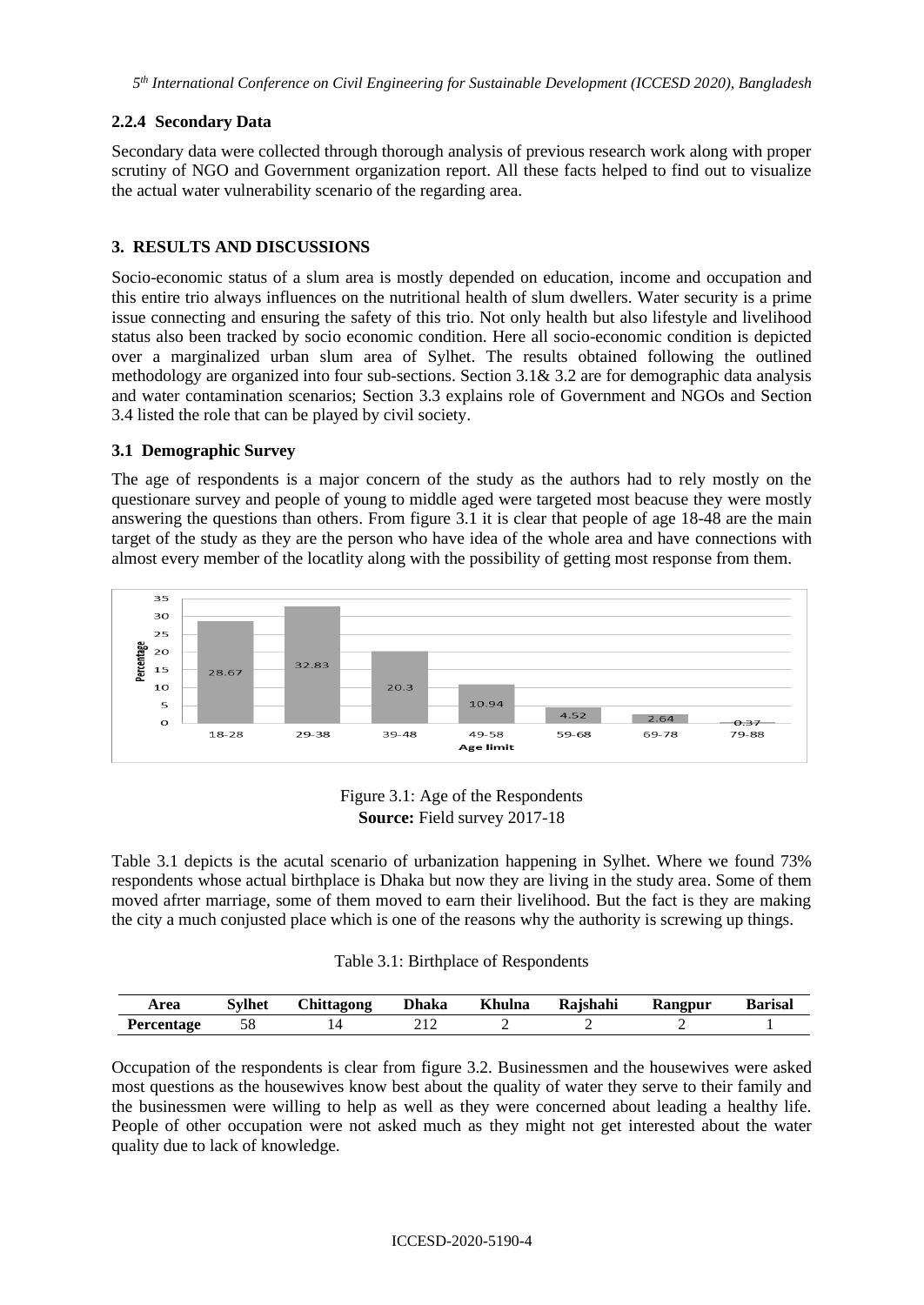#### 2.2.4 Secondary Data

Secondary data were collected through thorough analysis of previous research work along with proper scrutiny of NGO and Government organization report. All these facts helped to find out to visualize the actual water vulnerability scenario of the regarding area.

## 3. RESULTS AND DISCUSSIONS

Socio-economic status of a slum area is mostly depended on education, income and occupation and this entire trio always influences on the nutritional health of slum dwellers. Water security is a prime issue connecting and ensuring the safety of this trio. Not only health but also lifestyle and livelihood status also been tracked by socio economic condition. Here all socio-economic condition is depicted over a marginalized urban slum area of Sylhet. The results obtained following the outlined methodology are organized into four sub-sections. Section 3.1& 3.2 are for demographic data analysis and water contamination scenarios; Section 3.3 explains role of Government and NGOs and Section 3.4 listed the role that can be played by civil society.

### 3.1 Demographic Survey

The age of respondents is a major concern of the study as the authors had to rely mostly on the questionare survey and people of young to middle aged were targeted most beacuse they were mostly answering the questions than others. From figure 3.1 it is clear that people of age 18-48 are the main target of the study as they are the person who have idea of the whole area and have connections with almost every member of the locatlity along with the possibility of getting most response from them.

| Age limit | 18-28 | 29-38 | 39-48 | 49-58 | 59-68 | 69-78 | 79-88 |
|---|---|---|---|---|---|---|---|
| Percentage | 28.67 | 32.83 | 20.3 | 10.94 | 4.52 | 2.64 | 0.37 |

Figure 3.1: Age of the Respondents
**Source:** Field survey 2017-18

Table 3.1 depicts is the acutal scenario of urbanization happening in Sylhet. Where we found 73% respondents whose actual birthplace is Dhaka but now they are living in the study area. Some of them moved afrter marriage, some of them moved to earn their livelihood. But the fact is they are making the city a much conjusted place which is one of the reasons why the authority is screwing up things.

Table 3.1: Birthplace of Respondents

| Area | Sylhet | Chittagong | Dhaka | Khulna | Rajshahi | Rangpur | Barisal |
|---|---|---|---|---|---|---|---|
| Percentage | 58 | 14 | 212 | 2 | 2 | 2 | 1 |

Occupation of the respondents is clear from figure 3.2. Businessmen and the housewives were asked most questions as the housewives know best about the quality of water they serve to their family and the businessmen were willing to help as well as they were concerned about leading a healthy life. People of other occupation were not asked much as they might not get interested about the water quality due to lack of knowledge.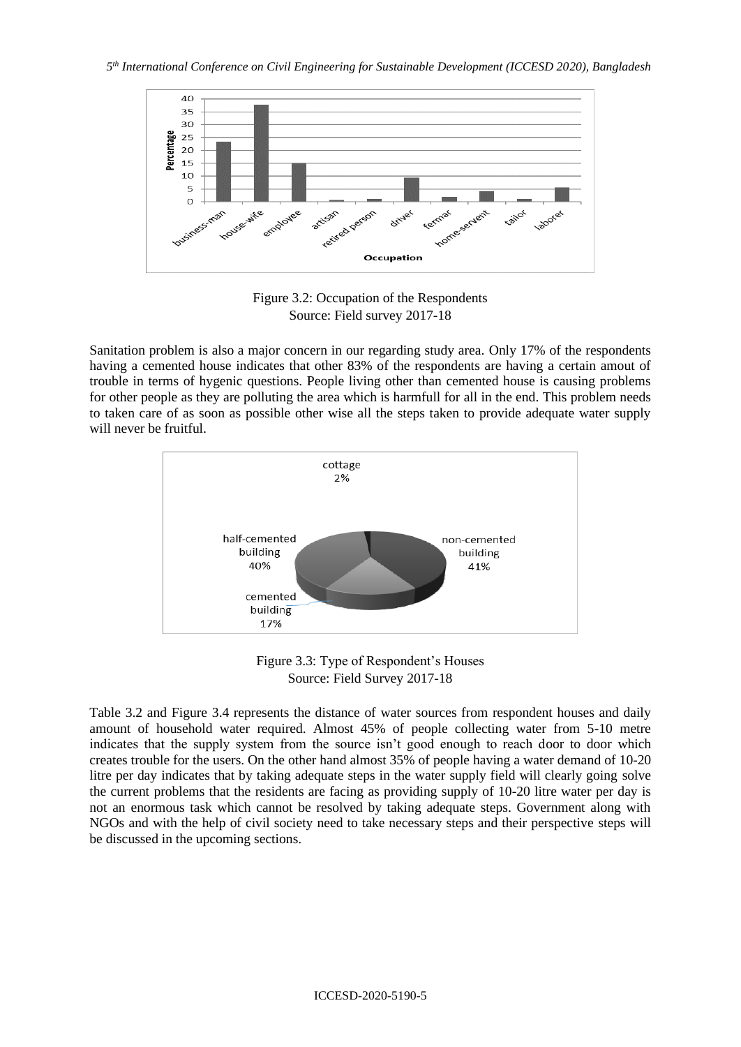Figure 3.2: Occupation of the Respondents
Source: Field survey 2017-18

Sanitation problem is also a major concern in our regarding study area. Only 17% of the respondents having a cemented house indicates that other 83% of the respondents are having a certain amout of trouble in terms of hygenic questions. People living other than cemented house is causing problems for other people as they are polluting the area which is harmfull for all in the end. This problem needs to taken care of as soon as possible other wise all the steps taken to provide adequate water supply will never be fruitful.

Figure 3.3: Type of Respondent's Houses
Source: Field Survey 2017-18

Table 3.2 and Figure 3.4 represents the distance of water sources from respondent houses and daily amount of household water required. Almost 45% of people collecting water from 5-10 metre indicates that the supply system from the source isn't good enough to reach door to door which creates trouble for the users. On the other hand almost 35% of people having a water demand of 10-20 litre per day indicates that by taking adequate steps in the water supply field will clearly going solve the current problems that the residents are facing as providing supply of 10-20 litre water per day is not an enormous task which cannot be resolved by taking adequate steps. Government along with NGOs and with the help of civil society need to take necessary steps and their perspective steps will be discussed in the upcoming sections.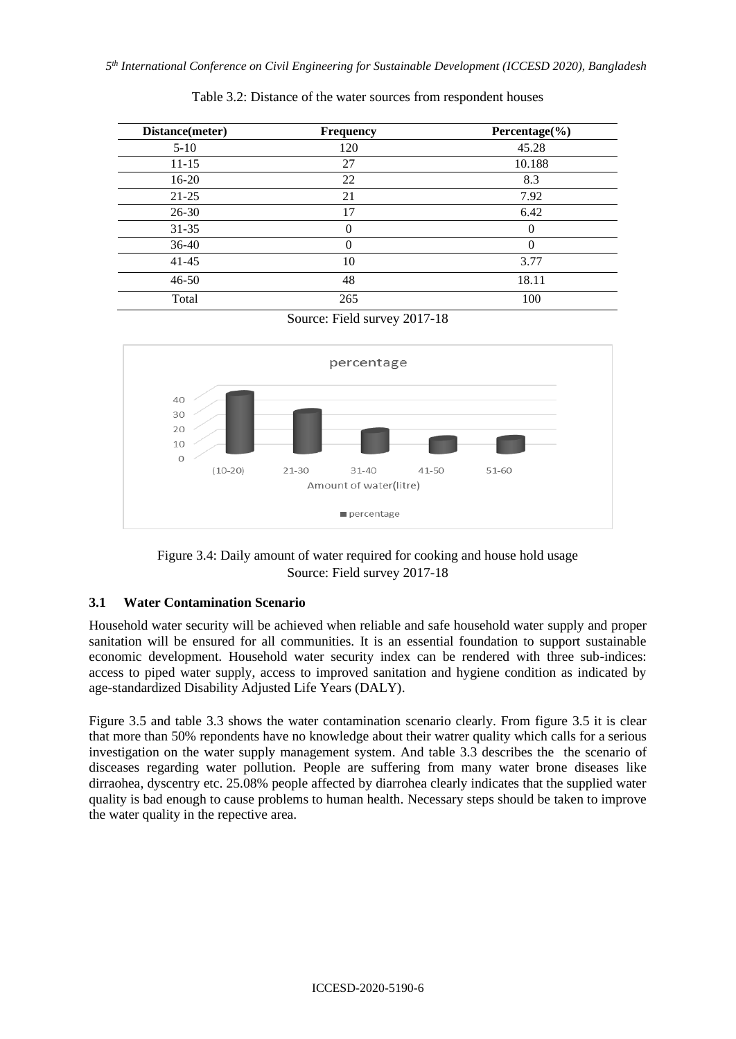Table 3.2: Distance of the water sources from respondent houses

| Distance(meter) | Frequency | Percentage(%) |
|---|---|---|
| 5-10 | 120 | 45.28 |
| 11-15 | 27 | 10.188 |
| 16-20 | 22 | 8.3 |
| 21-25 | 21 | 7.92 |
| 26-30 | 17 | 6.42 |
| 31-35 | 0 | 0 |
| 36-40 | 0 | 0 |
| 41-45 | 10 | 3.77 |
| 46-50 | 48 | 18.11 |
| Total | 265 | 100 |

Source: Field survey 2017-18

Figure 3.4: Daily amount of water required for cooking and house hold usage
Source: Field survey 2017-18

### 3.1 Water Contamination Scenario

Household water security will be achieved when reliable and safe household water supply and proper sanitation will be ensured for all communities. It is an essential foundation to support sustainable economic development. Household water security index can be rendered with three sub-indices: access to piped water supply, access to improved sanitation and hygiene condition as indicated by age-standardized Disability Adjusted Life Years (DALY).

Figure 3.5 and table 3.3 shows the water contamination scenario clearly. From figure 3.5 it is clear that more than 50% repondents have no knowledge about their watrer quality which calls for a serious investigation on the water supply management system. And table 3.3 describes the the scenario of disceases regarding water pollution. People are suffering from many water brone diseases like dirraohea, dyscentry etc. 25.08% people affected by diarrohea clearly indicates that the supplied water quality is bad enough to cause problems to human health. Necessary steps should be taken to improve the water quality in the repective area.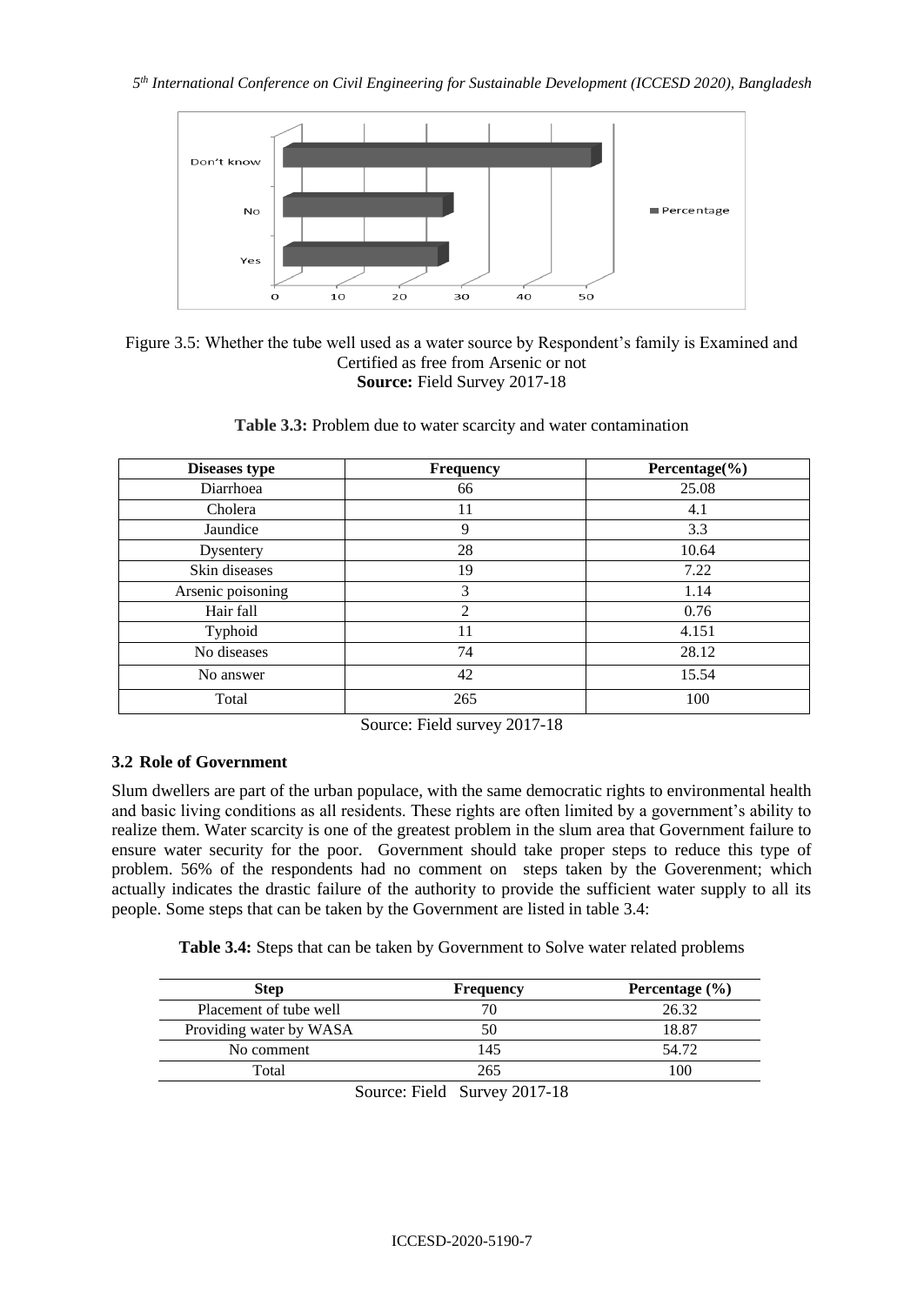Figure 3.5: Whether the tube well used as a water source by Respondent's family is Examined and Certified as free from Arsenic or not
**Source:** Field Survey 2017-18

**Table 3.3:** Problem due to water scarcity and water contamination

| Diseases type | Frequency | Percentage(%) |
|---|---|---|
| Diarrhoea | 66 | 25.08 |
| Cholera | 11 | 4.1 |
| Jaundice | 9 | 3.3 |
| Dysentery | 28 | 10.64 |
| Skin diseases | 19 | 7.22 |
| Arsenic poisoning | 3 | 1.14 |
| Hair fall | 2 | 0.76 |
| Typhoid | 11 | 4.151 |
| No diseases | 74 | 28.12 |
| No answer | 42 | 15.54 |
| Total | 265 | 100 |

Source: Field survey 2017-18

### 3.2 Role of Government

Slum dwellers are part of the urban populace, with the same democratic rights to environmental health and basic living conditions as all residents. These rights are often limited by a government's ability to realize them. Water scarcity is one of the greatest problem in the slum area that Government failure to ensure water security for the poor. Government should take proper steps to reduce this type of problem. 56% of the respondents had no comment on steps taken by the Goverenment; which actually indicates the drastic failure of the authority to provide the sufficient water supply to all its people. Some steps that can be taken by the Government are listed in table 3.4:

**Table 3.4:** Steps that can be taken by Government to Solve water related problems

| Step | Frequency | Percentage (%) |
|---|---|---|
| Placement of tube well | 70 | 26.32 |
| Providing water by WASA | 50 | 18.87 |
| No comment | 145 | 54.72 |
| Total | 265 | 100 |

Source: Field Survey 2017-18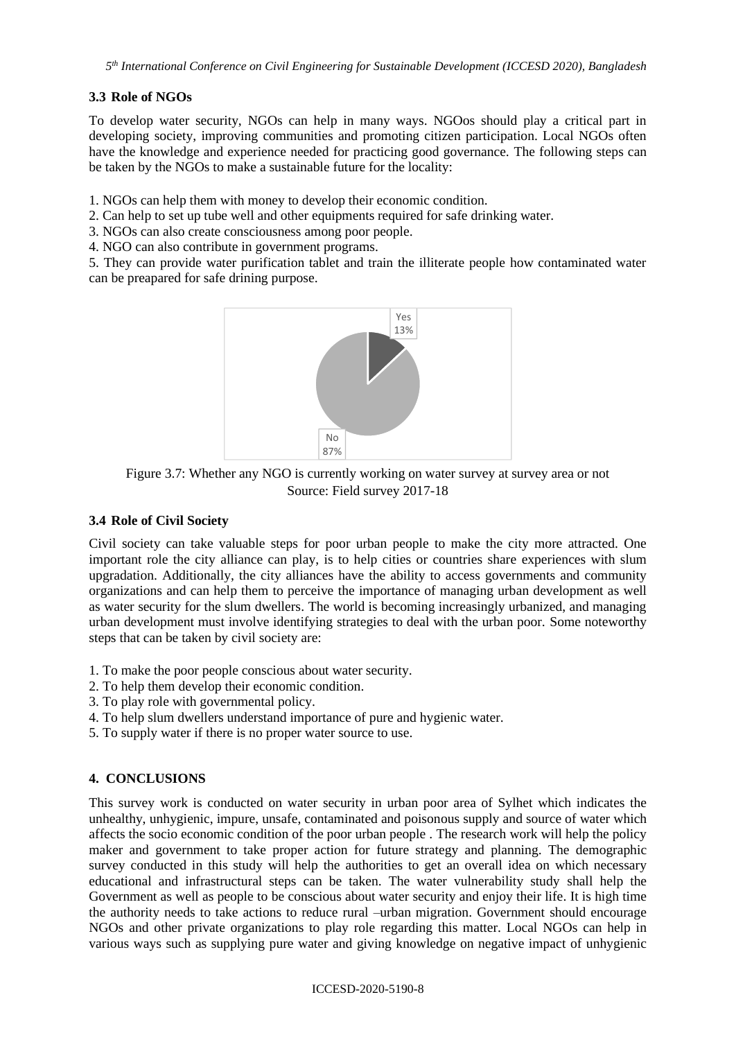### 3.3 Role of NGOs

To develop water security, NGOs can help in many ways. NGOos should play a critical part in developing society, improving communities and promoting citizen participation. Local NGOs often have the knowledge and experience needed for practicing good governance. The following steps can be taken by the NGOs to make a sustainable future for the locality:

1. NGOs can help them with money to develop their economic condition.
2. Can help to set up tube well and other equipments required for safe drinking water.
3. NGOs can also create consciousness among poor people.
4. NGO can also contribute in government programs.
5. They can provide water purification tablet and train the illiterate people how contaminated water can be preapared for safe drining purpose.

Yes 13%

No 87%

Figure 3.7: Whether any NGO is currently working on water survey at survey area or not
Source: Field survey 2017-18

### 3.4 Role of Civil Society

Civil society can take valuable steps for poor urban people to make the city more attracted. One important role the city alliance can play, is to help cities or countries share experiences with slum upgradation. Additionally, the city alliances have the ability to access governments and community organizations and can help them to perceive the importance of managing urban development as well as water security for the slum dwellers. The world is becoming increasingly urbanized, and managing urban development must involve identifying strategies to deal with the urban poor. Some noteworthy steps that can be taken by civil society are:

1. To make the poor people conscious about water security.
2. To help them develop their economic condition.
3. To play role with governmental policy.
4. To help slum dwellers understand importance of pure and hygienic water.
5. To supply water if there is no proper water source to use.

## 4. CONCLUSIONS

This survey work is conducted on water security in urban poor area of Sylhet which indicates the unhealthy, unhygienic, impure, unsafe, contaminated and poisonous supply and source of water which affects the socio economic condition of the poor urban people . The research work will help the policy maker and government to take proper action for future strategy and planning. The demographic survey conducted in this study will help the authorities to get an overall idea on which necessary educational and infrastructural steps can be taken. The water vulnerability study shall help the Government as well as people to be conscious about water security and enjoy their life. It is high time the authority needs to take actions to reduce rural –urban migration. Government should encourage NGOs and other private organizations to play role regarding this matter. Local NGOs can help in various ways such as supplying pure water and giving knowledge on negative impact of unhygienic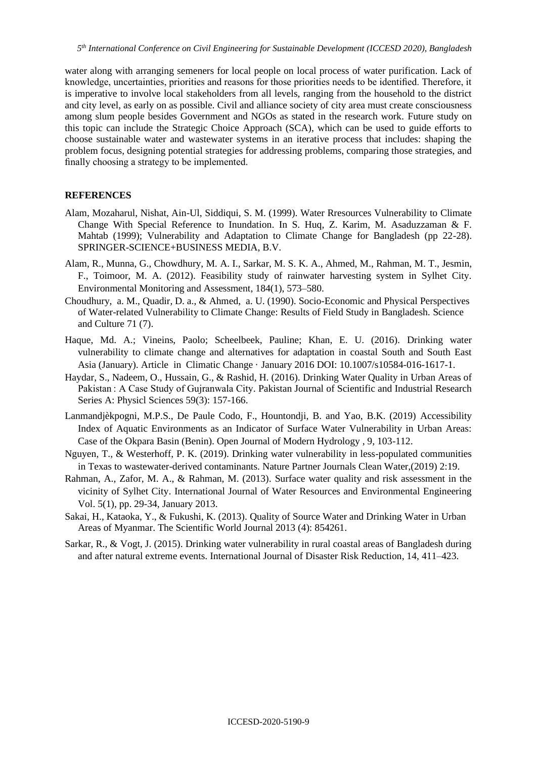water along with arranging semeners for local people on local process of water purification. Lack of knowledge, uncertainties, priorities and reasons for those priorities needs to be identified. Therefore, it is imperative to involve local stakeholders from all levels, ranging from the household to the district and city level, as early on as possible. Civil and alliance society of city area must create consciousness among slum people besides Government and NGOs as stated in the research work. Future study on this topic can include the Strategic Choice Approach (SCA), which can be used to guide efforts to choose sustainable water and wastewater systems in an iterative process that includes: shaping the problem focus, designing potential strategies for addressing problems, comparing those strategies, and finally choosing a strategy to be implemented.

## REFERENCES

Alam, Mozaharul, Nishat, Ain-Ul, Siddiqui, S. M. (1999). Water Rresources Vulnerability to Climate Change With Special Reference to Inundation. In S. Huq, Z. Karim, M. Asaduzzaman & F. Mahtab (1999); Vulnerability and Adaptation to Climate Change for Bangladesh (pp 22-28). SPRINGER-SCIENCE+BUSINESS MEDIA, B.V.

Alam, R., Munna, G., Chowdhury, M. A. I., Sarkar, M. S. K. A., Ahmed, M., Rahman, M. T., Jesmin, F., Toimoor, M. A. (2012). Feasibility study of rainwater harvesting system in Sylhet City. Environmental Monitoring and Assessment, 184(1), 573–580.

Choudhury, a. M., Quadir, D. a., & Ahmed, a. U. (1990). Socio-Economic and Physical Perspectives of Water-related Vulnerability to Climate Change: Results of Field Study in Bangladesh. Science and Culture 71 (7).

Haque, Md. A.; Vineins, Paolo; Scheelbeek, Pauline; Khan, E. U. (2016). Drinking water vulnerability to climate change and alternatives for adaptation in coastal South and South East Asia (January). Article in Climatic Change · January 2016 DOI: 10.1007/s10584-016-1617-1.

Haydar, S., Nadeem, O., Hussain, G., & Rashid, H. (2016). Drinking Water Quality in Urban Areas of Pakistan : A Case Study of Gujranwala City. Pakistan Journal of Scientific and Industrial Research Series A: Physicl Sciences 59(3): 157-166.

Lanmandjèkpogni, M.P.S., De Paule Codo, F., Hountondji, B. and Yao, B.K. (2019) Accessibility Index of Aquatic Environments as an Indicator of Surface Water Vulnerability in Urban Areas: Case of the Okpara Basin (Benin). Open Journal of Modern Hydrology , 9, 103-112.

Nguyen, T., & Westerhoff, P. K. (2019). Drinking water vulnerability in less-populated communities in Texas to wastewater-derived contaminants. Nature Partner Journals Clean Water,(2019) 2:19.

Rahman, A., Zafor, M. A., & Rahman, M. (2013). Surface water quality and risk assessment in the vicinity of Sylhet City. International Journal of Water Resources and Environmental Engineering Vol. 5(1), pp. 29-34, January 2013.

Sakai, H., Kataoka, Y., & Fukushi, K. (2013). Quality of Source Water and Drinking Water in Urban Areas of Myanmar. The Scientific World Journal 2013 (4): 854261.

Sarkar, R., & Vogt, J. (2015). Drinking water vulnerability in rural coastal areas of Bangladesh during and after natural extreme events. International Journal of Disaster Risk Reduction, 14, 411–423.